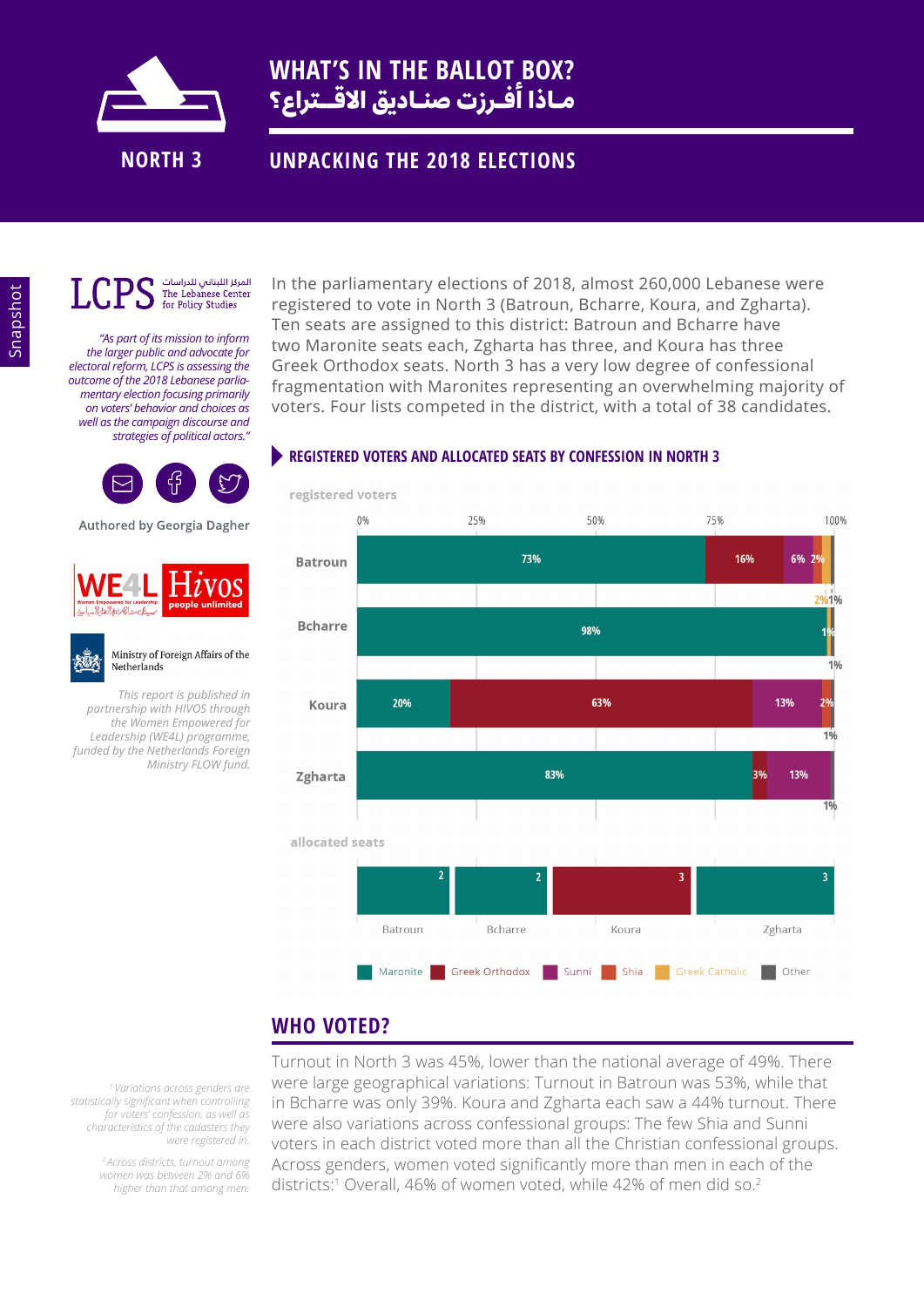# WHAT'S IN THE BALLOT BOX?

# مـاذا أفـرزت صنـاديق الاقـتـراع؟

NORTH 3

## UNPACKING THE 2018 ELECTIONS

Snapshot

LCPS المركز اللبناني للدراسات The Lebanese Center for Policy Studies

*"As part of its mission to inform the larger public and advocate for electoral reform, LCPS is assessing the electoral outcome of the 2018 Lebanese parliamentary election focusing primarily on voters' behavior and choices as well as the campaign discourse and strategies of political actors."*

Authored by Georgia Dagher

WE4L Hivos people unlimited

Ministry of Foreign Affairs of the Netherlands

*This report is published in partnership with HIVOS through the Women Empowered for Leadership (WE4L) programme, funded by the Netherlands Foreign Ministry FLOW fund.*

In the parliamentary elections of 2018, almost 260,000 Lebanese were registered to vote in North 3 (Batroun, Bcharre, Koura, and Zgharta). Ten seats are assigned to this district: Batroun and Bcharre have two Maronite seats each, Zgharta has three, and Koura has three Greek Orthodox seats. North 3 has a very low degree of confessional fragmentation with Maronites representing an overwhelming majority of voters. Four lists competed in the district, with a total of 38 candidates.

### REGISTERED VOTERS AND ALLOCATED SEATS BY CONFESSION IN NORTH 3

**registered voters**

| | Maronite | Greek Orthodox | Sunni | Shia | Greek Catholic | Other |
|---|---|---|---|---|---|---|
| Batroun | 73% | 16% | 6% | 2% | 2% | 1% |
| Bcharre | 98% | | | | 1% | 1% |
| Koura | 20% | 63% | 13% | 2% | | 1% |
| Zgharta | 83% | 3% | 13% | | | 1% |

**allocated seats**

| | Seats | Confession |
|---|---|---|
| Batroun | 2 | Maronite |
| Bcharre | 2 | Maronite |
| Koura | 3 | Greek Orthodox |
| Zgharta | 3 | Maronite |

## WHO VOTED?

Turnout in North 3 was 45%, lower than the national average of 49%. There were large geographical variations: Turnout in Batroun was 53%, while that in Bcharre was only 39%. Koura and Zgharta each saw a 44% turnout. There were also variations across confessional groups: The few Shia and Sunni voters in each district voted more than all the Christian confessional groups. Across genders, women voted significantly more than men in each of the districts:[1] Overall, 46% of women voted, while 42% of men did so.[2]

[1] Variations across genders are statistically significant when controlling for voters' confession, as well as characteristics of the cadasters they were registered in.

[2] Across districts, turnout among women was between 2% and 6% higher than that among men.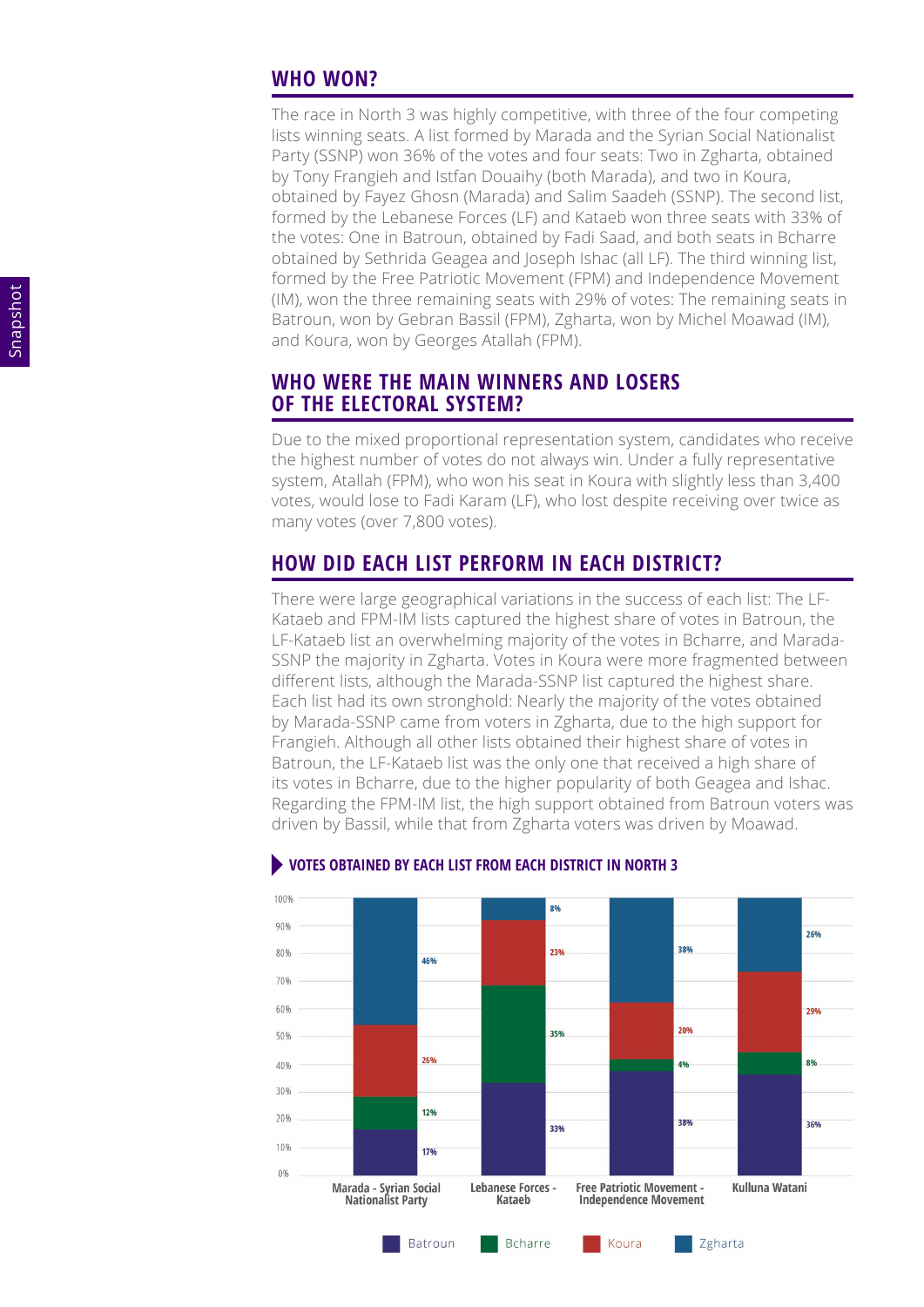## WHO WON?

The race in North 3 was highly competitive, with three of the four competing lists winning seats. A list formed by Marada and the Syrian Social Nationalist Party (SSNP) won 36% of the votes and four seats: Two in Zgharta, obtained by Tony Frangieh and Istfan Douaihy (both Marada), and two in Koura, obtained by Fayez Ghosn (Marada) and Salim Saadeh (SSNP). The second list, formed by the Lebanese Forces (LF) and Kataeb won three seats with 33% of the votes: One in Batroun, obtained by Fadi Saad, and both seats in Bcharre obtained by Sethrida Geagea and Joseph Ishac (all LF). The third winning list, formed by the Free Patriotic Movement (FPM) and Independence Movement (IM), won the three remaining seats with 29% of votes: The remaining seats in Batroun, won by Gebran Bassil (FPM), Zgharta, won by Michel Moawad (IM), and Koura, won by Georges Atallah (FPM).

## WHO WERE THE MAIN WINNERS AND LOSERS OF THE ELECTORAL SYSTEM?

Due to the mixed proportional representation system, candidates who receive the highest number of votes do not always win. Under a fully representative system, Atallah (FPM), who won his seat in Koura with slightly less than 3,400 votes, would lose to Fadi Karam (LF), who lost despite receiving over twice as many votes (over 7,800 votes).

## HOW DID EACH LIST PERFORM IN EACH DISTRICT?

There were large geographical variations in the success of each list: The LF-Kataeb and FPM-IM lists captured the highest share of votes in Batroun, the LF-Kataeb list an overwhelming majority of the votes in Bcharre, and Marada-SSNP the majority in Zgharta. Votes in Koura were more fragmented between different lists, although the Marada-SSNP list captured the highest share. Each list had its own stronghold: Nearly the majority of the votes obtained by Marada-SSNP came from voters in Zgharta, due to the high support for Frangieh. Although all other lists obtained their highest share of votes in Batroun, the LF-Kataeb list was the only one that received a high share of its votes in Bcharre, due to the higher popularity of both Geagea and Ishac. Regarding the FPM-IM list, the high support obtained from Batroun voters was driven by Bassil, while that from Zgharta voters was driven by Moawad.

### VOTES OBTAINED BY EACH LIST FROM EACH DISTRICT IN NORTH 3

| List | Batroun | Bcharre | Koura | Zgharta |
|---|---|---|---|---|
| Marada - Syrian Social Nationalist Party | 17% | 12% | 26% | 46% |
| Lebanese Forces - Kataeb | 33% | 35% | 23% | 8% |
| Free Patriotic Movement - Independence Movement | 38% | 4% | 20% | 38% |
| Kulluna Watani | 36% | 8% | 29% | 26% |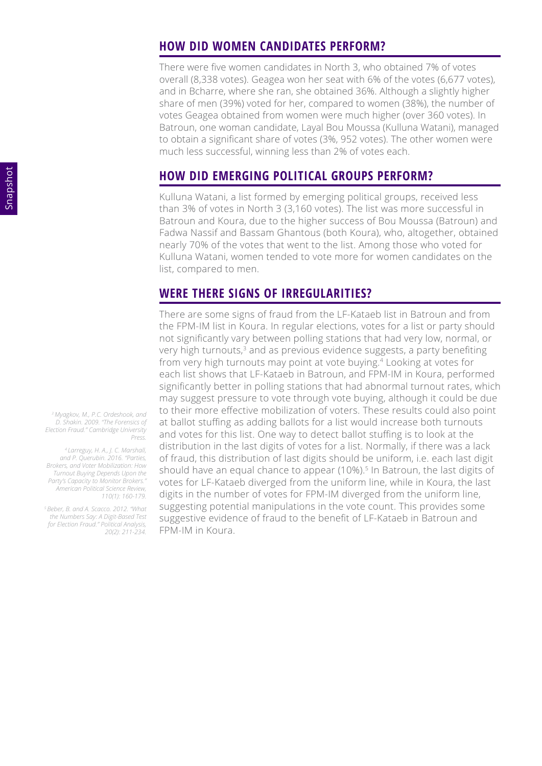## HOW DID WOMEN CANDIDATES PERFORM?

There were five women candidates in North 3, who obtained 7% of votes overall (8,338 votes). Geagea won her seat with 6% of the votes (6,677 votes), and in Bcharre, where she ran, she obtained 36%. Although a slightly higher share of men (39%) voted for her, compared to women (38%), the number of votes Geagea obtained from women were much higher (over 360 votes). In Batroun, one woman candidate, Layal Bou Moussa (Kulluna Watani), managed to obtain a significant share of votes (3%, 952 votes). The other women were much less successful, winning less than 2% of votes each.

## HOW DID EMERGING POLITICAL GROUPS PERFORM?

Kulluna Watani, a list formed by emerging political groups, received less than 3% of votes in North 3 (3,160 votes). The list was more successful in Batroun and Koura, due to the higher success of Bou Moussa (Batroun) and Fadwa Nassif and Bassam Ghantous (both Koura), who, altogether, obtained nearly 70% of the votes that went to the list. Among those who voted for Kulluna Watani, women tended to vote more for women candidates on the list, compared to men.

## WERE THERE SIGNS OF IRREGULARITIES?

There are some signs of fraud from the LF-Kataeb list in Batroun and from the FPM-IM list in Koura. In regular elections, votes for a list or party should not significantly vary between polling stations that had very low, normal, or very high turnouts,[3] and as previous evidence suggests, a party benefiting from very high turnouts may point at vote buying.[4] Looking at votes for each list shows that LF-Kataeb in Batroun, and FPM-IM in Koura, performed significantly better in polling stations that had abnormal turnout rates, which may suggest pressure to vote through vote buying, although it could be due to their more effective mobilization of voters. These results could also point at ballot stuffing as adding ballots for a list would increase both turnouts and votes for this list. One way to detect ballot stuffing is to look at the distribution in the last digits of votes for a list. Normally, if there was a lack of fraud, this distribution of last digits should be uniform, i.e. each last digit should have an equal chance to appear (10%).[5] In Batroun, the last digits of votes for LF-Kataeb diverged from the uniform line, while in Koura, the last digits in the number of votes for FPM-IM diverged from the uniform line, suggesting potential manipulations in the vote count. This provides some suggestive evidence of fraud to the benefit of LF-Kataeb in Batroun and FPM-IM in Koura.

*[3] Myagkov, M., P.C. Ordeshook, and D. Shakin. 2009. "The Forensics of Election Fraud." Cambridge University Press.*

*[4] Larreguy, H. A., J. C. Marshall, and P. Querubin. 2016. "Parties, Brokers, and Voter Mobilization: How Turnout Buying Depends Upon the Party's Capacity to Monitor Brokers." American Political Science Review, 110(1): 160-179.*

*[5] Beber, B. and A. Scacco. 2012. "What the Numbers Say: A Digit-Based Test for Election Fraud." Political Analysis, 20(2): 211-234.*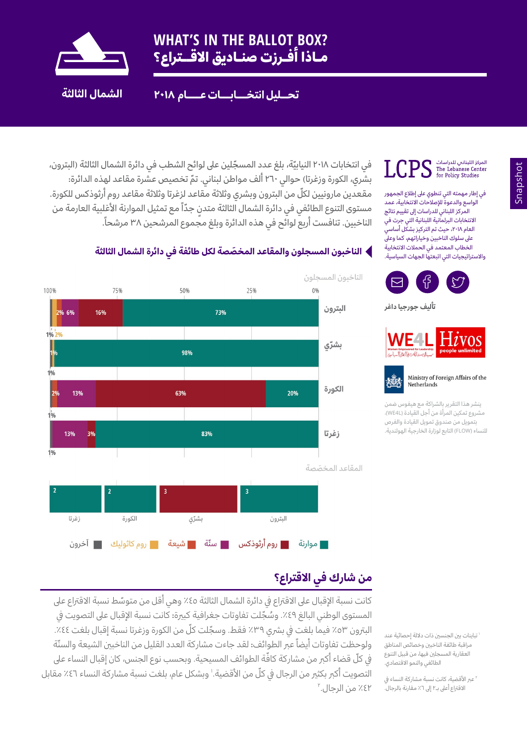# WHAT'S IN THE BALLOT BOX?
# مـاذا أفـرزت صنـاديق الاقـتـراع؟

الشمال الثالثة

## تحـليل انتخـابـات عـام ٢٠١٨

Snapshot

**LCPS** المركز اللبناني للدراسات The Lebanese Center for Policy Studies

في إطار مهمته التي تنطوي على إطلاع الجمهور الواسع والدعوة للإصلاحات الانتخابيّة، عمد المركز اللبناني للدراسات إلى تقييم نتائج الانتخابات البرلمانية اللبنانيّة التي جرت في العام ٢٠١٨، حيث تم التركيز بشكل أساسي على سلوك الناخبين وخياراتهم، كما وعلى الخطاب المعتمد في الحملات الانتخابيّة والاستراتيجيات التي اتبعتها الجهات السياسيّة.

تأليف جورجيا داغر

WE4L Hivos people unlimited

Ministry of Foreign Affairs of the Netherlands

ينشر هذا التقرير بالشراكة مع هيفوس ضمن مشروع تمكين المرأة من أجل القيادة (WE4L)، بتمويل من صندوق تمويل القيادة والفرص للنساء (FLOW) التابع لوزارة الخارجية الهولندية.

في انتخابات ٢٠١٨ النيابيّة، بلغ عدد المسجّلين على لوائح الشطب في دائرة الشمال الثالثة (البترون، بشري، الكورة وزغرتا) حوالي ٢٦٠ ألف مواطن لبناني. تمّ تخصيص عشرة مقاعد لهذه الدائرة: مقعدين مارونيين لكلّ من البترون وبشري وثلاثة مقاعد لزغرتا وثلاثة مقاعد روم أرثوذكس للكورة. مستوى التنوع الطائفي في دائرة الشمال الثالثة متدنٍ جدّاً مع تمثيل الموارنة الأغلبية العارمة من الناخبين. تنافست أربع لوائح في هذه الدائرة وبلغ مجموع المرشحين ٣٨ مرشحاً.

### الناخبون المسجلون والمقاعد المخصّصة لكل طائفة في دائرة الشمال الثالثة

**الناخبون المسجلون**

| القضاء | موارنة | روم أرثوذكس | سنّة | شيعة | روم كاثوليك | آخرون |
|---|---|---|---|---|---|---|
| البترون | 73% | 16% | 6% | 2% | | |
| بشرّي | 98% | | | | 2% | 1% |
| الكورة | 20% | 63% | 13% | 2% | | 1% |
| زغرتا | 83% | 3% | 13% | | | 1% |

**المقاعد المخصّصة**

| القضاء | المقاعد |
|---|---|
| البترون | 2 موارنة |
| بشرّي | 2 موارنة |
| الكورة | 3 روم أرثوذكس |
| زغرتا | 3 موارنة |

موارنة ■ روم أرثوذكس ■ سنّة ■ شيعة ■ روم كاثوليك ■ آخرون

## من شارك في الاقتراع؟

كانت نسبة الإقبال على الاقتراع في دائرة الشمال الثالثة ٤٥٪ وهي أقل من متوسّط نسبة الاقتراع على المستوى الوطني البالغ ٤٩٪. وسُجّلت تفاوتات جغرافية كبيرة: كانت نسبة الإقبال على التصويت في البترون ٥٣٪ فيما بلغت في بشري ٣٩٪ فقط. وسجّلت كلّ من الكورة وزغرتا نسبة إقبال بلغت ٤٤٪. ولوحظت تفاوتات أيضاً عبر الطوائف: لقد جاءت مشاركة العدد القليل من الناخبين الشيعة والسنّة في كلّ قضاء أكبر من مشاركة كافّة الطوائف المسيحية. وبحسب نوع الجنس، كان إقبال النساء على التصويت أكبر بكثير من الرجال في كلّ من الأقضية.[1] وبشكل عام، بلغت نسبة مشاركة النساء ٤٦٪ مقابل ٤٢٪ من الرجال.[2]

[1] تباينات بين الجنسين ذات دلالة إحصائية عند مراقبة طائفة الناخبين وخصائص المناطق العقارية المسجلين فيها من قبيل التنوع الطائفي والنمو الاقتصادي.

[2] عبر الأقضية، كانت نسبة مشاركة النساء في الاقتراع أعلى بـ ٢ إلى ٦٪ مقارنة بالرجال.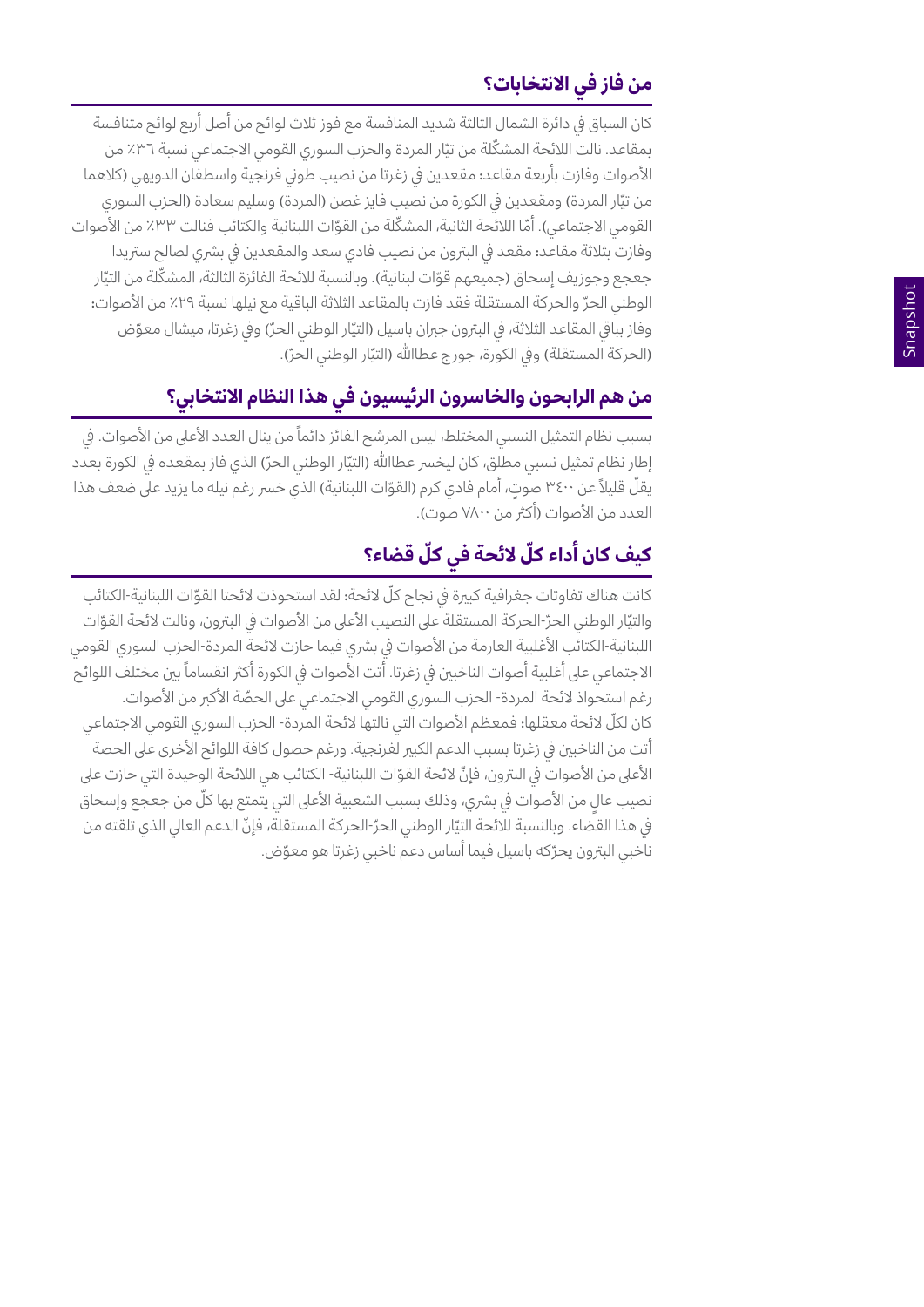## من فاز في الانتخابات؟

كان السباق في دائرة الشمال الثالثة شديد المنافسة مع فوز ثلاث لوائح من أصل أربع لوائح متنافسة بمقاعد. نالت اللائحة المشكّلة من تيّار المردة والحزب السوري القومي الاجتماعي نسبة ٣٦٪ من الأصوات وفازت بأربعة مقاعد: مقعدين في زغرتا من نصيب طوني فرنجية واسطفان الدويهي (كلاهما من تيّار المردة) ومقعدين في الكورة من نصيب فايز غصن (المردة) وسليم سعادة (الحزب السوري القومي الاجتماعي). أمّا اللائحة الثانية، المشكّلة من القوّات اللبنانية والكتائب فنالت ٣٣٪ من الأصوات وفازت بثلاثة مقاعد: مقعد في البترون من نصيب فادي سعد والمقعدين في بشري لصالح ستريدا جعجع وجوزيف إسحاق (جميعهم قوّات لبنانية). وبالنسبة للائحة الفائزة الثالثة، المشكّلة من التيّار الوطني الحرّ والحركة المستقلة فقد فازت بالمقاعد الثلاثة الباقية مع نيلها نسبة ٢٩٪ من الأصوات: وفاز بباقي المقاعد الثلاثة، في البترون جبران باسيل (التيّار الوطني الحرّ) وفي زغرتا، ميشال معوّض (الحركة المستقلة) وفي الكورة، جورج عطاالله (التيّار الوطني الحرّ).

## من هم الرابحون والخاسرون الرئيسيون في هذا النظام الانتخابي؟

بسبب نظام التمثيل النسبي المختلط، ليس المرشح الفائز دائماً من ينال العدد الأعلى من الأصوات. في إطار نظام تمثيل نسبي مطلق، كان ليخسر عطاالله (التيّار الوطني الحرّ) الذي فاز بمقعده في الكورة بعدد يقلّ قليلاً عن ٣٤٠٠ صوتٍ، أمام فادي كرم (القوّات اللبنانية) الذي خسر رغم نيله ما يزيد على ضعف هذا العدد من الأصوات (أكثر من ٧٨٠٠ صوت).

## كيف كان أداء كلّ لائحة في كلّ قضاء؟

كانت هناك تفاوتات جغرافية كبيرة في نجاح كلّ لائحة: لقد استحوذت لائحتا القوّات اللبنانية-الكتائب والتيّار الوطني الحرّ-الحركة المستقلة على النصيب الأعلى من الأصوات في البترون، ونالت لائحة القوّات اللبنانية-الكتائب الأغلبية العارمة من الأصوات في بشري فيما حازت لائحة المردة-الحزب السوري القومي الاجتماعي على أغلبية أصوات الناخبين في زغرتا. أتت الأصوات في الكورة أكثر انقساماً بين مختلف اللوائح رغم استحواذ لائحة المردة- الحزب السوري القومي الاجتماعي على الحصّة الأكبر من الأصوات.

كان لكلّ لائحة معقلها: فمعظم الأصوات التي نالتها لائحة المردة- الحزب السوري القومي الاجتماعي أتت من الناخبين في زغرتا بسبب الدعم الكبير لفرنجية. ورغم حصول كافة اللوائح الأخرى على الحصة الأعلى من الأصوات في البترون، فإنّ لائحة القوّات اللبنانية- الكتائب هي اللائحة الوحيدة التي حازت على نصيب عالٍ من الأصوات في بشري، وذلك بسبب الشعبية الأعلى التي يتمتع بها كلّ من جعجع وإسحاق في هذا القضاء. وبالنسبة للائحة التيّار الوطني الحرّ-الحركة المستقلة، فإنّ الدعم العالي الذي تلقته من ناخبي البترون يحرّكه باسيل فيما أساس دعم ناخبي زغرتا هو معوّض.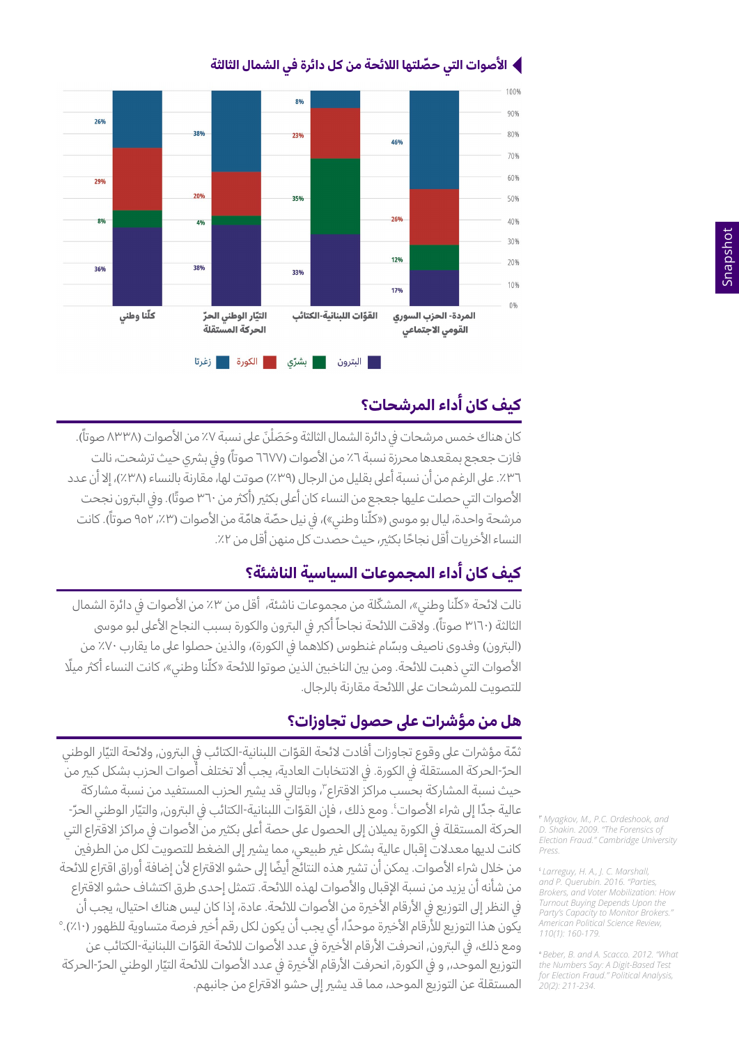## الأصوات التي حصّلتها اللائحة من كل دائرة في الشمال الثالثة

100%
90%
80%
70%
60%
50%
40%
30%
20%
10%
0%

كلّنا وطني: 26% ، 29% ، 8% ، 36%

التيّار الوطني الحرّ الحركة المستقلة: 38% ، 20% ، 4% ، 38%

القوّات اللبنانية-الكتائب: 8% ، 23% ، 35% ، 33%

المردة- الحزب السوري القومي الاجتماعي: 46% ، 26% ، 12% ، 17%

البترون ■ بشرّي ■ الكورة ■ زغرتا ■

## كيف كان أداء المرشحات؟

كان هناك خمس مرشحات في دائرة الشمال الثالثة وحَصَلْنَ على نسبة ٧٪ من الأصوات (٨٣٣٨ صوتاً). فازت جعجع بمقعدها محرزة نسبة ٦٪ من الأصوات (٦٦٧٧ صوتاً) وفي بشري حيث ترشحت، نالت ٣٦٪. على الرغم من أن نسبة أعلى بقليل من الرجال (٣٩٪) صوتت لها، مقارنة بالنساء (٣٨٪)، إلا أن عدد الأصوات التي حصلت عليها جعجع من النساء كان أعلى بكثير (أكثر من ٣٦٠ صوتًا). وفي البترون نجحت مرشحة واحدة، ليال بو موسى («كلّنا وطني»)، في نيل حصّة هامّة من الأصوات (٣٪، ٩٥٢ صوتاً). كانت النساء الأخريات أقل نجاحًا بكثير، حيث حصدت كل منهن أقل من ٢٪.

## كيف كان أداء المجموعات السياسية الناشئة؟

نالت لائحة «كلّنا وطني»، المشكّلة من مجموعات ناشئة، أقل من ٣٪ من الأصوات في دائرة الشمال الثالثة (٣١٦٠ صوتاً). ولاقت اللائحة نجاحاً أكبر في البترون والكورة بسبب النجاح الأعلى لبو موسى (البترون) وفدوى ناصيف وبسّام غنطوس (كلاهما في الكورة)، والذين حصلوا على ما يقارب ٧٠٪ من الأصوات التي ذهبت للائحة. ومن بين الناخبين الذين صوتوا للائحة «كلّنا وطني»، كانت النساء أكثر ميلًا للتصويت للمرشحات على اللائحة مقارنة بالرجال.

## هل من مؤشرات على حصول تجاوزات؟

ثمّة مؤشرات على وقوع تجاوزات أفادت لائحة القوّات اللبنانية-الكتائب في البترون، ولائحة التيّار الوطني الحرّ-الحركة المستقلة في الكورة. في الانتخابات العادية، يجب ألا تختلف أصوات الحزب بشكل كبير من حيث نسبة المشاركة بحسب مراكز الاقتراع[٣]، وبالتالي قد يشير الحزب المستفيد من نسبة مشاركة عالية جدًا إلى شراء الأصوات[٤]. ومع ذلك ، فإن القوّات اللبنانية-الكتائب في البترون، والتيّار الوطني الحرّ-الحركة المستقلة في الكورة يميلان إلى الحصول على حصة أعلى بكثير من الأصوات في مراكز الاقتراع التي كانت لديها معدلات إقبال عالية بشكل غير طبيعي، مما يشير إلى الضغط للتصويت لكل من الطرفين من خلال شراء الأصوات. يمكن أن تشير هذه النتائج أيضًا إلى حشو الاقتراع لأنّ إضافة أوراق اقتراع للائحة من شأنه أن يزيد من نسبة الإقبال والأصوات لهذه اللائحة. تتمثل إحدى طرق اكتشاف حشو الاقتراع في النظر إلى التوزيع في الأرقام الأخيرة من الأصوات للائحة. عادة، إذا كان ليس هناك احتيال، يجب أن يكون هذا التوزيع للأرقام الأخيرة موحدًا، أي يجب أن يكون لكل رقم أخير فرصة متساوية للظهور (١٠٪)[٥]. ومع ذلك، في البترون, انحرفت الأرقام الأخيرة في عدد الأصوات للائحة القوّات اللبنانية-الكتائب عن التوزيع الموحد,، و في الكورة، انحرفت الأرقام الأخيرة في عدد الأصوات للائحة التيّار الوطني الحرّ-الحركة المستقلة عن التوزيع الموحد، مما قد يشير إلى حشو الاقتراع من جانبهم.

[٣] *Myagkov, M., P.C. Ordeshook, and D. Shakin. 2009. "The Forensics of Election Fraud." Cambridge University Press.*

[٤] *Larreguy, H. A., J. C. Marshall, and P. Querubin. 2016. "Parties, Brokers, and Voter Mobilization: How Turnout Buying Depends Upon the Party's Capacity to Monitor Brokers." American Political Science Review, 110(1): 160-179.*

[٥] *Beber, B. and A. Scacco. 2012. "What the Numbers Say: A Digit-Based Test for Election Fraud." Political Analysis, 20(2): 211-234.*